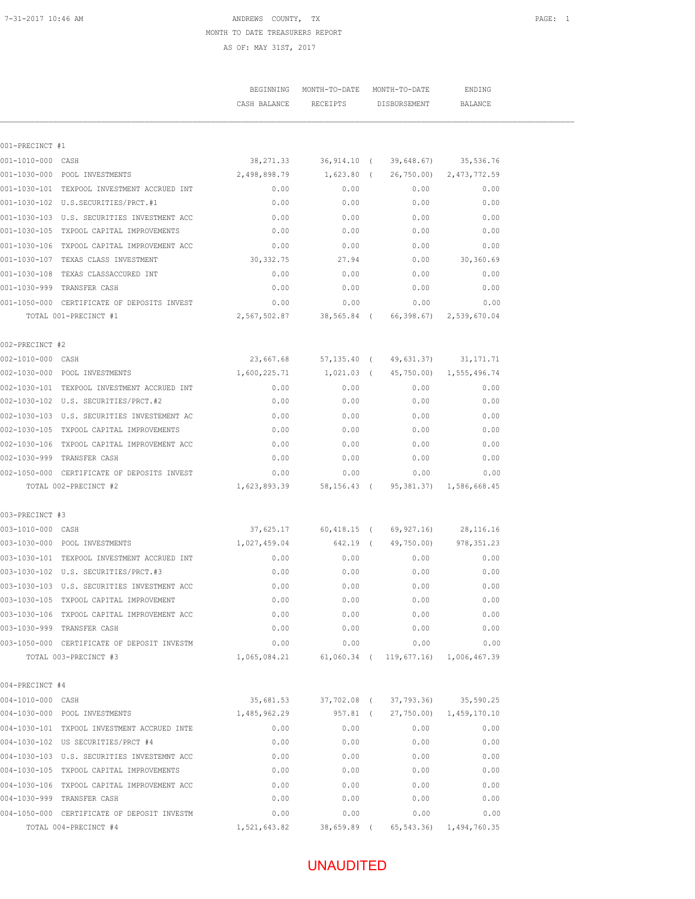7-31-2017 10:46 AM

ANDREWS COUNTY, TX

MONTH TO DATE TREASURERS REPORT

AS OF: MAY 31ST, 2017

| | BEGINNING CASH BALANCE | MONTH-TO-DATE RECEIPTS | MONTH-TO-DATE DISBURSEMENT | ENDING BALANCE |
|---|---|---|---|---|
| **001-PRECINCT #1** | | | | |
| 001-1010-000 CASH | 38,271.33 | 36,914.10 | ( 39,648.67) | 35,536.76 |
| 001-1030-000 POOL INVESTMENTS | 2,498,898.79 | 1,623.80 | ( 26,750.00) | 2,473,772.59 |
| 001-1030-101 TEXPOOL INVESTMENT ACCRUED INT | 0.00 | 0.00 | 0.00 | 0.00 |
| 001-1030-102 U.S.SECURITIES/PRCT.#1 | 0.00 | 0.00 | 0.00 | 0.00 |
| 001-1030-103 U.S. SECURITIES INVESTMENT ACC | 0.00 | 0.00 | 0.00 | 0.00 |
| 001-1030-105 TXPOOL CAPITAL IMPROVEMENTS | 0.00 | 0.00 | 0.00 | 0.00 |
| 001-1030-106 TXPOOL CAPITAL IMPROVEMENT ACC | 0.00 | 0.00 | 0.00 | 0.00 |
| 001-1030-107 TEXAS CLASS INVESTMENT | 30,332.75 | 27.94 | 0.00 | 30,360.69 |
| 001-1030-108 TEXAS CLASSACCURED INT | 0.00 | 0.00 | 0.00 | 0.00 |
| 001-1030-999 TRANSFER CASH | 0.00 | 0.00 | 0.00 | 0.00 |
| 001-1050-000 CERTIFICATE OF DEPOSITS INVEST | 0.00 | 0.00 | 0.00 | 0.00 |
| TOTAL 001-PRECINCT #1 | 2,567,502.87 | 38,565.84 | ( 66,398.67) | 2,539,670.04 |
| **002-PRECINCT #2** | | | | |
| 002-1010-000 CASH | 23,667.68 | 57,135.40 | ( 49,631.37) | 31,171.71 |
| 002-1030-000 POOL INVESTMENTS | 1,600,225.71 | 1,021.03 | ( 45,750.00) | 1,555,496.74 |
| 002-1030-101 TEXPOOL INVESTMENT ACCRUED INT | 0.00 | 0.00 | 0.00 | 0.00 |
| 002-1030-102 U.S. SECURITIES/PRCT.#2 | 0.00 | 0.00 | 0.00 | 0.00 |
| 002-1030-103 U.S. SECURITIES INVESTEMENT AC | 0.00 | 0.00 | 0.00 | 0.00 |
| 002-1030-105 TXPOOL CAPITAL IMPROVEMENTS | 0.00 | 0.00 | 0.00 | 0.00 |
| 002-1030-106 TXPOOL CAPITAL IMPROVEMENT ACC | 0.00 | 0.00 | 0.00 | 0.00 |
| 002-1030-999 TRANSFER CASH | 0.00 | 0.00 | 0.00 | 0.00 |
| 002-1050-000 CERTIFICATE OF DEPOSITS INVEST | 0.00 | 0.00 | 0.00 | 0.00 |
| TOTAL 002-PRECINCT #2 | 1,623,893.39 | 58,156.43 | ( 95,381.37) | 1,586,668.45 |
| **003-PRECINCT #3** | | | | |
| 003-1010-000 CASH | 37,625.17 | 60,418.15 | ( 69,927.16) | 28,116.16 |
| 003-1030-000 POOL INVESTMENTS | 1,027,459.04 | 642.19 | ( 49,750.00) | 978,351.23 |
| 003-1030-101 TEXPOOL INVESTMENT ACCRUED INT | 0.00 | 0.00 | 0.00 | 0.00 |
| 003-1030-102 U.S. SECURITIES/PRCT.#3 | 0.00 | 0.00 | 0.00 | 0.00 |
| 003-1030-103 U.S. SECURITIES INVESTMENT ACC | 0.00 | 0.00 | 0.00 | 0.00 |
| 003-1030-105 TXPOOL CAPITAL IMPROVEMENT | 0.00 | 0.00 | 0.00 | 0.00 |
| 003-1030-106 TXPOOL CAPITAL IMPROVEMENT ACC | 0.00 | 0.00 | 0.00 | 0.00 |
| 003-1030-999 TRANSFER CASH | 0.00 | 0.00 | 0.00 | 0.00 |
| 003-1050-000 CERTIFICATE OF DEPOSIT INVESTM | 0.00 | 0.00 | 0.00 | 0.00 |
| TOTAL 003-PRECINCT #3 | 1,065,084.21 | 61,060.34 | ( 119,677.16) | 1,006,467.39 |
| **004-PRECINCT #4** | | | | |
| 004-1010-000 CASH | 35,681.53 | 37,702.08 | ( 37,793.36) | 35,590.25 |
| 004-1030-000 POOL INVESTMENTS | 1,485,962.29 | 957.81 | ( 27,750.00) | 1,459,170.10 |
| 004-1030-101 TXPOOL INVESTMENT ACCRUED INTE | 0.00 | 0.00 | 0.00 | 0.00 |
| 004-1030-102 US SECURITIES/PRCT #4 | 0.00 | 0.00 | 0.00 | 0.00 |
| 004-1030-103 U.S. SECURITIES INVESTEMNT ACC | 0.00 | 0.00 | 0.00 | 0.00 |
| 004-1030-105 TXPOOL CAPITAL IMPROVEMENTS | 0.00 | 0.00 | 0.00 | 0.00 |
| 004-1030-106 TXPOOL CAPITAL IMPROVEMENT ACC | 0.00 | 0.00 | 0.00 | 0.00 |
| 004-1030-999 TRANSFER CASH | 0.00 | 0.00 | 0.00 | 0.00 |
| 004-1050-000 CERTIFICATE OF DEPOSIT INVESTM | 0.00 | 0.00 | 0.00 | 0.00 |
| TOTAL 004-PRECINCT #4 | 1,521,643.82 | 38,659.89 | ( 65,543.36) | 1,494,760.35 |

UNAUDITED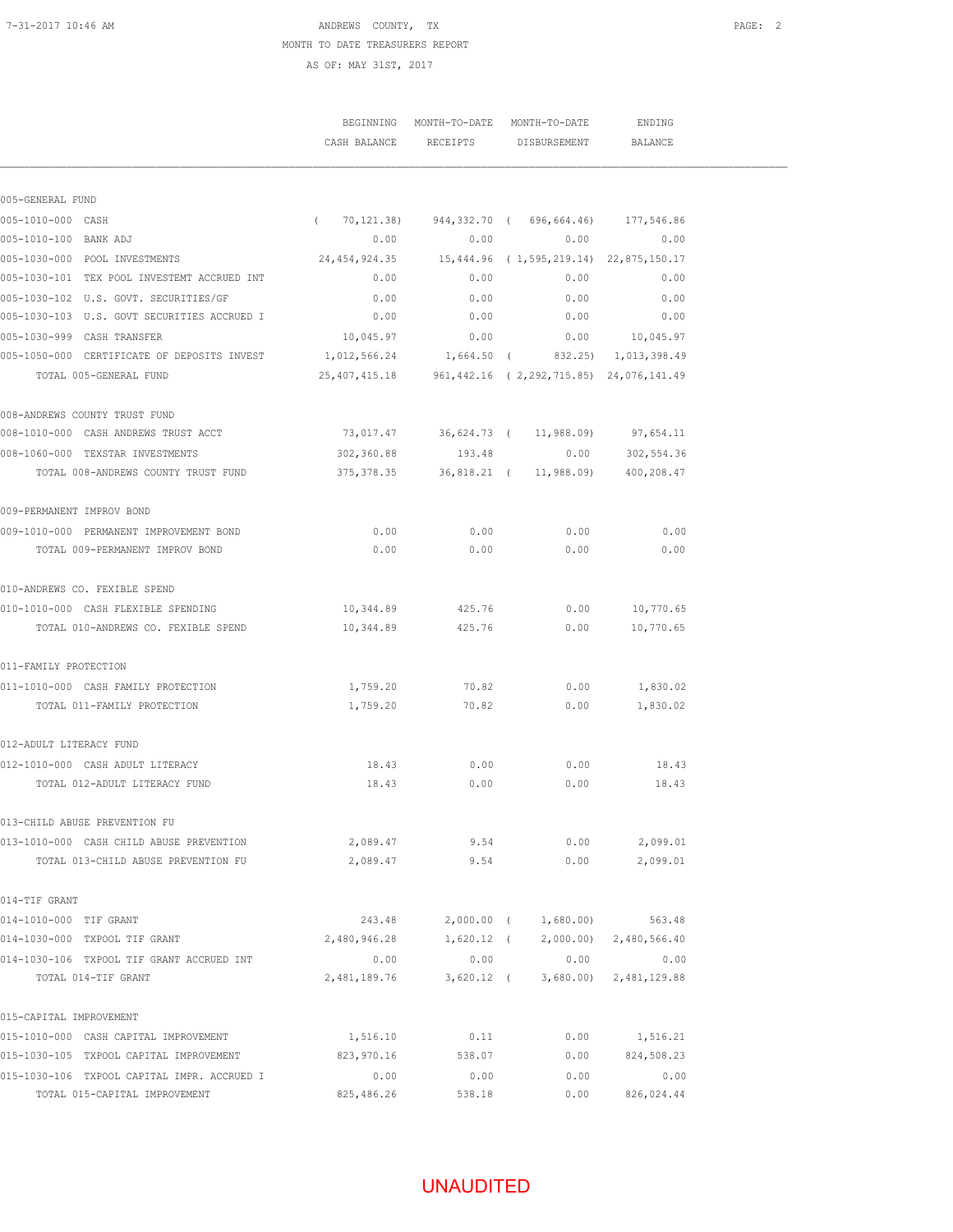ANDREWS COUNTY, TX
MONTH TO DATE TREASURERS REPORT
AS OF: MAY 31ST, 2017

| | BEGINNING CASH BALANCE | MONTH-TO-DATE RECEIPTS | MONTH-TO-DATE DISBURSEMENT | ENDING BALANCE |
|---|---|---|---|---|
| **005-GENERAL FUND** | | | | |
| 005-1010-000 CASH | ( 70,121.38) | 944,332.70 | ( 696,664.46) | 177,546.86 |
| 005-1010-100 BANK ADJ | 0.00 | 0.00 | 0.00 | 0.00 |
| 005-1030-000 POOL INVESTMENTS | 24,454,924.35 | 15,444.96 | ( 1,595,219.14) | 22,875,150.17 |
| 005-1030-101 TEX POOL INVESTEMT ACCRUED INT | 0.00 | 0.00 | 0.00 | 0.00 |
| 005-1030-102 U.S. GOVT. SECURITIES/GF | 0.00 | 0.00 | 0.00 | 0.00 |
| 005-1030-103 U.S. GOVT SECURITIES ACCRUED I | 0.00 | 0.00 | 0.00 | 0.00 |
| 005-1030-999 CASH TRANSFER | 10,045.97 | 0.00 | 0.00 | 10,045.97 |
| 005-1050-000 CERTIFICATE OF DEPOSITS INVEST | 1,012,566.24 | 1,664.50 | ( 832.25) | 1,013,398.49 |
| TOTAL 005-GENERAL FUND | 25,407,415.18 | 961,442.16 | ( 2,292,715.85) | 24,076,141.49 |
| **008-ANDREWS COUNTY TRUST FUND** | | | | |
| 008-1010-000 CASH ANDREWS TRUST ACCT | 73,017.47 | 36,624.73 | ( 11,988.09) | 97,654.11 |
| 008-1060-000 TEXSTAR INVESTMENTS | 302,360.88 | 193.48 | 0.00 | 302,554.36 |
| TOTAL 008-ANDREWS COUNTY TRUST FUND | 375,378.35 | 36,818.21 | ( 11,988.09) | 400,208.47 |
| **009-PERMANENT IMPROV BOND** | | | | |
| 009-1010-000 PERMANENT IMPROVEMENT BOND | 0.00 | 0.00 | 0.00 | 0.00 |
| TOTAL 009-PERMANENT IMPROV BOND | 0.00 | 0.00 | 0.00 | 0.00 |
| **010-ANDREWS CO. FEXIBLE SPEND** | | | | |
| 010-1010-000 CASH FLEXIBLE SPENDING | 10,344.89 | 425.76 | 0.00 | 10,770.65 |
| TOTAL 010-ANDREWS CO. FEXIBLE SPEND | 10,344.89 | 425.76 | 0.00 | 10,770.65 |
| **011-FAMILY PROTECTION** | | | | |
| 011-1010-000 CASH FAMILY PROTECTION | 1,759.20 | 70.82 | 0.00 | 1,830.02 |
| TOTAL 011-FAMILY PROTECTION | 1,759.20 | 70.82 | 0.00 | 1,830.02 |
| **012-ADULT LITERACY FUND** | | | | |
| 012-1010-000 CASH ADULT LITERACY | 18.43 | 0.00 | 0.00 | 18.43 |
| TOTAL 012-ADULT LITERACY FUND | 18.43 | 0.00 | 0.00 | 18.43 |
| **013-CHILD ABUSE PREVENTION FU** | | | | |
| 013-1010-000 CASH CHILD ABUSE PREVENTION | 2,089.47 | 9.54 | 0.00 | 2,099.01 |
| TOTAL 013-CHILD ABUSE PREVENTION FU | 2,089.47 | 9.54 | 0.00 | 2,099.01 |
| **014-TIF GRANT** | | | | |
| 014-1010-000 TIF GRANT | 243.48 | 2,000.00 | ( 1,680.00) | 563.48 |
| 014-1030-000 TXPOOL TIF GRANT | 2,480,946.28 | 1,620.12 | ( 2,000.00) | 2,480,566.40 |
| 014-1030-106 TXPOOL TIF GRANT ACCRUED INT | 0.00 | 0.00 | 0.00 | 0.00 |
| TOTAL 014-TIF GRANT | 2,481,189.76 | 3,620.12 | ( 3,680.00) | 2,481,129.88 |
| **015-CAPITAL IMPROVEMENT** | | | | |
| 015-1010-000 CASH CAPITAL IMPROVEMENT | 1,516.10 | 0.11 | 0.00 | 1,516.21 |
| 015-1030-105 TXPOOL CAPITAL IMPROVEMENT | 823,970.16 | 538.07 | 0.00 | 824,508.23 |
| 015-1030-106 TXPOOL CAPITAL IMPR. ACCRUED I | 0.00 | 0.00 | 0.00 | 0.00 |
| TOTAL 015-CAPITAL IMPROVEMENT | 825,486.26 | 538.18 | 0.00 | 826,024.44 |

UNAUDITED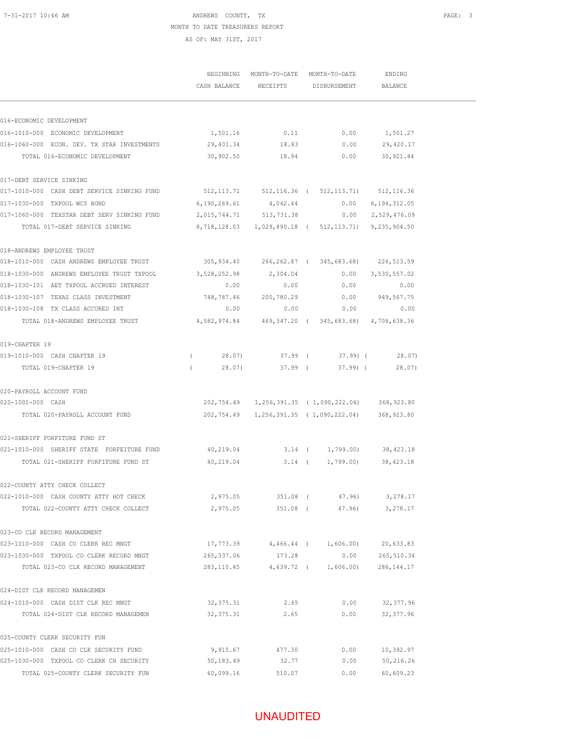ANDREWS COUNTY, TX
MONTH TO DATE TREASURERS REPORT
AS OF: MAY 31ST, 2017

| | BEGINNING CASH BALANCE | MONTH-TO-DATE RECEIPTS | MONTH-TO-DATE DISBURSEMENT | ENDING BALANCE |
|---|---|---|---|---|
| **016-ECONOMIC DEVELOPMENT** | | | | |
| 016-1010-000 ECONOMIC DEVELOPMENT | 1,501.16 | 0.11 | 0.00 | 1,501.27 |
| 016-1060-000 ECON. DEV. TX STAR INVESTMENTS | 29,401.34 | 18.83 | 0.00 | 29,420.17 |
| TOTAL 016-ECONOMIC DEVELOPMENT | 30,902.50 | 18.94 | 0.00 | 30,921.44 |
| **017-DEBT SERVICE SINKING** | | | | |
| 017-1010-000 CASH DEBT SERVICE SINKING FUND | 512,113.71 | 512,116.36 | ( 512,113.71) | 512,116.36 |
| 017-1030-000 TXPOOL WCS BOND | 6,190,269.61 | 4,042.44 | 0.00 | 6,194,312.05 |
| 017-1060-000 TEXSTAR DEBT SERV SINKING FUND | 2,015,744.71 | 513,731.38 | 0.00 | 2,529,476.09 |
| TOTAL 017-DEBT SERVICE SINKING | 8,718,128.03 | 1,029,890.18 | ( 512,113.71) | 9,235,904.50 |
| **018-ANDREWS EMPLOYEE TRUST** | | | | |
| 018-1010-000 CASH ANDREWS EMPLOYEE TRUST | 305,934.40 | 266,262.87 | ( 345,683.68) | 226,513.59 |
| 018-1030-000 ANDREWS EMPLOYEE TRUST TXPOOL | 3,528,252.98 | 2,304.04 | 0.00 | 3,530,557.02 |
| 018-1030-101 AET TXPOOL ACCRUED INTEREST | 0.00 | 0.00 | 0.00 | 0.00 |
| 018-1030-107 TEXAS CLASS INVESTMENT | 748,787.46 | 200,780.29 | 0.00 | 949,567.75 |
| 018-1030-108 TX CLASS ACCURED INT | 0.00 | 0.00 | 0.00 | 0.00 |
| TOTAL 018-ANDREWS EMPLOYEE TRUST | 4,582,974.84 | 469,347.20 | ( 345,683.68) | 4,706,638.36 |
| **019-CHAPTER 19** | | | | |
| 019-1010-000 CASH CHAPTER 19 | ( 28.07) | 37.99 | ( 37.99) | ( 28.07) |
| TOTAL 019-CHAPTER 19 | ( 28.07) | 37.99 | ( 37.99) | ( 28.07) |
| **020-PAYROLL ACCOUNT FUND** | | | | |
| 020-1001-000 CASH | 202,754.49 | 1,256,391.35 | ( 1,090,222.04) | 368,923.80 |
| TOTAL 020-PAYROLL ACCOUNT FUND | 202,754.49 | 1,256,391.35 | ( 1,090,222.04) | 368,923.80 |
| **021-SHERIFF FORFITURE FUND ST** | | | | |
| 021-1010-000 SHERIFF STATE FORFEITURE FUND | 40,219.04 | 3.14 | ( 1,799.00) | 38,423.18 |
| TOTAL 021-SHERIFF FORFITURE FUND ST | 40,219.04 | 3.14 | ( 1,799.00) | 38,423.18 |
| **022-COUNTY ATTY CHECK COLLECT** | | | | |
| 022-1010-000 CASH COUNTY ATTY HOT CHECK | 2,975.05 | 351.08 | ( 47.96) | 3,278.17 |
| TOTAL 022-COUNTY ATTY CHECK COLLECT | 2,975.05 | 351.08 | ( 47.96) | 3,278.17 |
| **023-CO CLK RECORD MANAGEMENT** | | | | |
| 023-1010-000 CASH CO CLERK REC MNGT | 17,773.39 | 4,466.44 | ( 1,606.00) | 20,633.83 |
| 023-1030-000 TXPOOL CO CLERK RECORD MNGT | 265,337.06 | 173.28 | 0.00 | 265,510.34 |
| TOTAL 023-CO CLK RECORD MANAGEMENT | 283,110.45 | 4,639.72 | ( 1,606.00) | 286,144.17 |
| **024-DIST CLK RECORD MANAGEMEN** | | | | |
| 024-1010-000 CASH DIST CLK REC MNGT | 32,375.31 | 2.65 | 0.00 | 32,377.96 |
| TOTAL 024-DIST CLK RECORD MANAGEMEN | 32,375.31 | 2.65 | 0.00 | 32,377.96 |
| **025-COUNTY CLERK SECURITY FUN** | | | | |
| 025-1010-000 CASH CO CLK SECURITY FUND | 9,915.67 | 477.30 | 0.00 | 10,392.97 |
| 025-1030-000 TXPOOL CO CLERK CH SECURITY | 50,183.49 | 32.77 | 0.00 | 50,216.26 |
| TOTAL 025-COUNTY CLERK SECURITY FUN | 60,099.16 | 510.07 | 0.00 | 60,609.23 |

UNAUDITED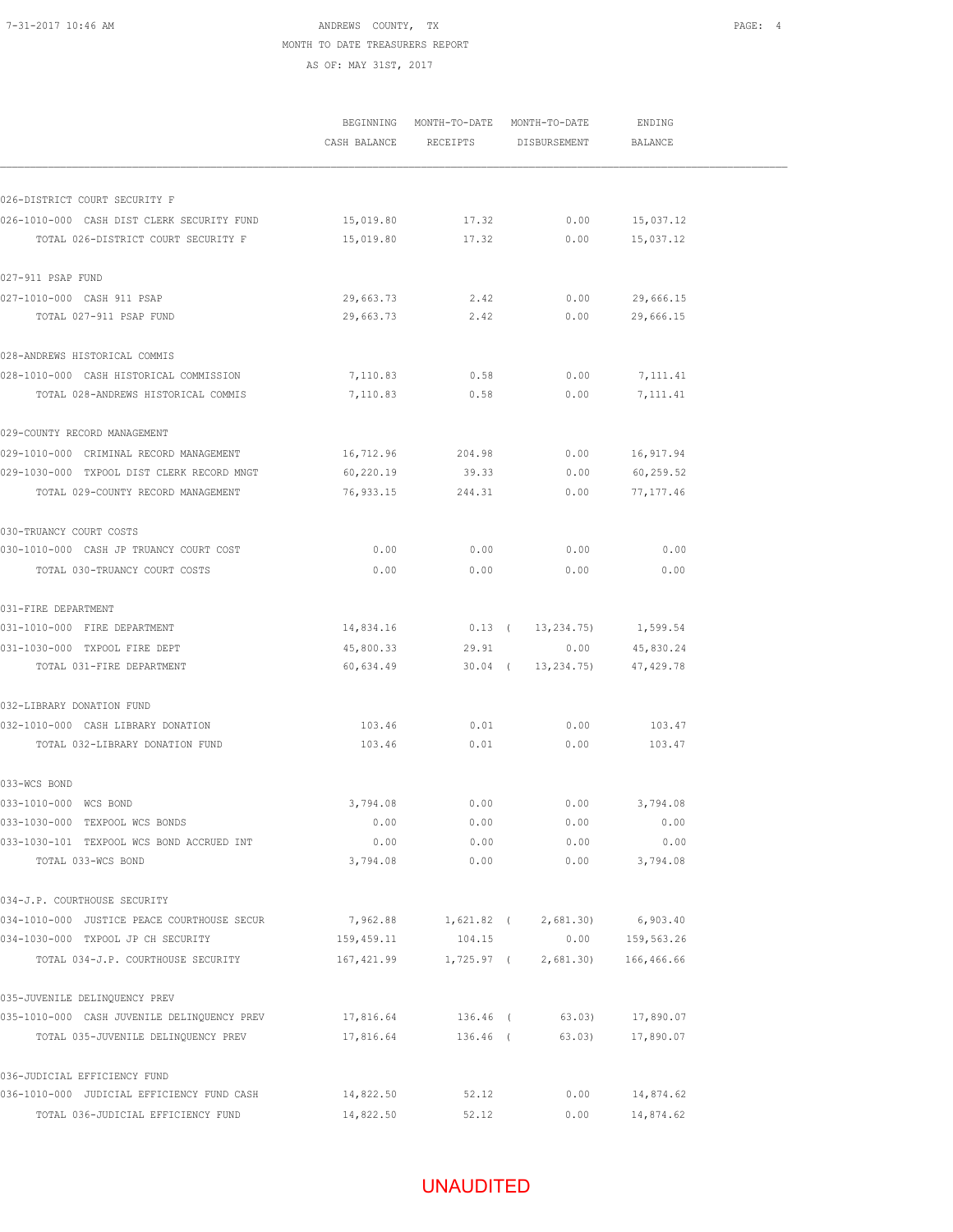ANDREWS COUNTY, TX
MONTH TO DATE TREASURERS REPORT
AS OF: MAY 31ST, 2017

| | BEGINNING CASH BALANCE | MONTH-TO-DATE RECEIPTS | MONTH-TO-DATE DISBURSEMENT | ENDING BALANCE |
|---|---|---|---|---|
| 026-DISTRICT COURT SECURITY F | | | | |
| 026-1010-000 CASH DIST CLERK SECURITY FUND | 15,019.80 | 17.32 | 0.00 | 15,037.12 |
| TOTAL 026-DISTRICT COURT SECURITY F | 15,019.80 | 17.32 | 0.00 | 15,037.12 |
| 027-911 PSAP FUND | | | | |
| 027-1010-000 CASH 911 PSAP | 29,663.73 | 2.42 | 0.00 | 29,666.15 |
| TOTAL 027-911 PSAP FUND | 29,663.73 | 2.42 | 0.00 | 29,666.15 |
| 028-ANDREWS HISTORICAL COMMIS | | | | |
| 028-1010-000 CASH HISTORICAL COMMISSION | 7,110.83 | 0.58 | 0.00 | 7,111.41 |
| TOTAL 028-ANDREWS HISTORICAL COMMIS | 7,110.83 | 0.58 | 0.00 | 7,111.41 |
| 029-COUNTY RECORD MANAGEMENT | | | | |
| 029-1010-000 CRIMINAL RECORD MANAGEMENT | 16,712.96 | 204.98 | 0.00 | 16,917.94 |
| 029-1030-000 TXPOOL DIST CLERK RECORD MNGT | 60,220.19 | 39.33 | 0.00 | 60,259.52 |
| TOTAL 029-COUNTY RECORD MANAGEMENT | 76,933.15 | 244.31 | 0.00 | 77,177.46 |
| 030-TRUANCY COURT COSTS | | | | |
| 030-1010-000 CASH JP TRUANCY COURT COST | 0.00 | 0.00 | 0.00 | 0.00 |
| TOTAL 030-TRUANCY COURT COSTS | 0.00 | 0.00 | 0.00 | 0.00 |
| 031-FIRE DEPARTMENT | | | | |
| 031-1010-000 FIRE DEPARTMENT | 14,834.16 | 0.13 | ( 13,234.75) | 1,599.54 |
| 031-1030-000 TXPOOL FIRE DEPT | 45,800.33 | 29.91 | 0.00 | 45,830.24 |
| TOTAL 031-FIRE DEPARTMENT | 60,634.49 | 30.04 | ( 13,234.75) | 47,429.78 |
| 032-LIBRARY DONATION FUND | | | | |
| 032-1010-000 CASH LIBRARY DONATION | 103.46 | 0.01 | 0.00 | 103.47 |
| TOTAL 032-LIBRARY DONATION FUND | 103.46 | 0.01 | 0.00 | 103.47 |
| 033-WCS BOND | | | | |
| 033-1010-000 WCS BOND | 3,794.08 | 0.00 | 0.00 | 3,794.08 |
| 033-1030-000 TEXPOOL WCS BONDS | 0.00 | 0.00 | 0.00 | 0.00 |
| 033-1030-101 TEXPOOL WCS BOND ACCRUED INT | 0.00 | 0.00 | 0.00 | 0.00 |
| TOTAL 033-WCS BOND | 3,794.08 | 0.00 | 0.00 | 3,794.08 |
| 034-J.P. COURTHOUSE SECURITY | | | | |
| 034-1010-000 JUSTICE PEACE COURTHOUSE SECUR | 7,962.88 | 1,621.82 | ( 2,681.30) | 6,903.40 |
| 034-1030-000 TXPOOL JP CH SECURITY | 159,459.11 | 104.15 | 0.00 | 159,563.26 |
| TOTAL 034-J.P. COURTHOUSE SECURITY | 167,421.99 | 1,725.97 | ( 2,681.30) | 166,466.66 |
| 035-JUVENILE DELINQUENCY PREV | | | | |
| 035-1010-000 CASH JUVENILE DELINQUENCY PREV | 17,816.64 | 136.46 | ( 63.03) | 17,890.07 |
| TOTAL 035-JUVENILE DELINQUENCY PREV | 17,816.64 | 136.46 | ( 63.03) | 17,890.07 |
| 036-JUDICIAL EFFICIENCY FUND | | | | |
| 036-1010-000 JUDICIAL EFFICIENCY FUND CASH | 14,822.50 | 52.12 | 0.00 | 14,874.62 |
| TOTAL 036-JUDICIAL EFFICIENCY FUND | 14,822.50 | 52.12 | 0.00 | 14,874.62 |

UNAUDITED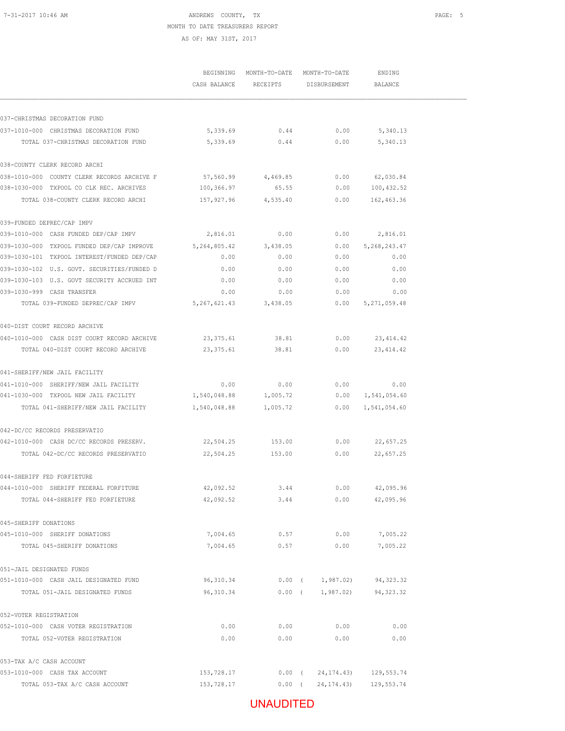ANDREWS COUNTY, TX

MONTH TO DATE TREASURERS REPORT

AS OF: MAY 31ST, 2017

| | BEGINNING CASH BALANCE | MONTH-TO-DATE RECEIPTS | MONTH-TO-DATE DISBURSEMENT | ENDING BALANCE |
|---|---|---|---|---|
| 037-CHRISTMAS DECORATION FUND | | | | |
| 037-1010-000 CHRISTMAS DECORATION FUND | 5,339.69 | 0.44 | 0.00 | 5,340.13 |
| TOTAL 037-CHRISTMAS DECORATION FUND | 5,339.69 | 0.44 | 0.00 | 5,340.13 |
| 038-COUNTY CLERK RECORD ARCHI | | | | |
| 038-1010-000 COUNTY CLERK RECORDS ARCHIVE F | 57,560.99 | 4,469.85 | 0.00 | 62,030.84 |
| 038-1030-000 TXPOOL CO CLK REC. ARCHIVES | 100,366.97 | 65.55 | 0.00 | 100,432.52 |
| TOTAL 038-COUNTY CLERK RECORD ARCHI | 157,927.96 | 4,535.40 | 0.00 | 162,463.36 |
| 039-FUNDED DEPREC/CAP IMPV | | | | |
| 039-1010-000 CASH FUNDED DEP/CAP IMPV | 2,816.01 | 0.00 | 0.00 | 2,816.01 |
| 039-1030-000 TXPOOL FUNDED DEP/CAP IMPROVE | 5,264,805.42 | 3,438.05 | 0.00 | 5,268,243.47 |
| 039-1030-101 TXPOOL INTEREST/FUNDED DEP/CAP | 0.00 | 0.00 | 0.00 | 0.00 |
| 039-1030-102 U.S. GOVT. SECURITIES/FUNDED D | 0.00 | 0.00 | 0.00 | 0.00 |
| 039-1030-103 U.S. GOVT SECURITY ACCRUED INT | 0.00 | 0.00 | 0.00 | 0.00 |
| 039-1030-999 CASH TRANSFER | 0.00 | 0.00 | 0.00 | 0.00 |
| TOTAL 039-FUNDED DEPREC/CAP IMPV | 5,267,621.43 | 3,438.05 | 0.00 | 5,271,059.48 |
| 040-DIST COURT RECORD ARCHIVE | | | | |
| 040-1010-000 CASH DIST COURT RECORD ARCHIVE | 23,375.61 | 38.81 | 0.00 | 23,414.42 |
| TOTAL 040-DIST COURT RECORD ARCHIVE | 23,375.61 | 38.81 | 0.00 | 23,414.42 |
| 041-SHERIFF/NEW JAIL FACILITY | | | | |
| 041-1010-000 SHERIFF/NEW JAIL FACILITY | 0.00 | 0.00 | 0.00 | 0.00 |
| 041-1030-000 TXPOOL NEW JAIL FACILITY | 1,540,048.88 | 1,005.72 | 0.00 | 1,541,054.60 |
| TOTAL 041-SHERIFF/NEW JAIL FACILITY | 1,540,048.88 | 1,005.72 | 0.00 | 1,541,054.60 |
| 042-DC/CC RECORDS PRESERVATIO | | | | |
| 042-1010-000 CASH DC/CC RECORDS PRESERV. | 22,504.25 | 153.00 | 0.00 | 22,657.25 |
| TOTAL 042-DC/CC RECORDS PRESERVATIO | 22,504.25 | 153.00 | 0.00 | 22,657.25 |
| 044-SHERIFF FED FORFIETURE | | | | |
| 044-1010-000 SHERIFF FEDERAL FORFITURE | 42,092.52 | 3.44 | 0.00 | 42,095.96 |
| TOTAL 044-SHERIFF FED FORFIETURE | 42,092.52 | 3.44 | 0.00 | 42,095.96 |
| 045-SHERIFF DONATIONS | | | | |
| 045-1010-000 SHERIFF DONATIONS | 7,004.65 | 0.57 | 0.00 | 7,005.22 |
| TOTAL 045-SHERIFF DONATIONS | 7,004.65 | 0.57 | 0.00 | 7,005.22 |
| 051-JAIL DESIGNATED FUNDS | | | | |
| 051-1010-000 CASH JAIL DESIGNATED FUND | 96,310.34 | 0.00 | ( 1,987.02) | 94,323.32 |
| TOTAL 051-JAIL DESIGNATED FUNDS | 96,310.34 | 0.00 | ( 1,987.02) | 94,323.32 |
| 052-VOTER REGISTRATION | | | | |
| 052-1010-000 CASH VOTER REGISTRATION | 0.00 | 0.00 | 0.00 | 0.00 |
| TOTAL 052-VOTER REGISTRATION | 0.00 | 0.00 | 0.00 | 0.00 |
| 053-TAX A/C CASH ACCOUNT | | | | |
| 053-1010-000 CASH TAX ACCOUNT | 153,728.17 | 0.00 | ( 24,174.43) | 129,553.74 |
| TOTAL 053-TAX A/C CASH ACCOUNT | 153,728.17 | 0.00 | ( 24,174.43) | 129,553.74 |

UNAUDITED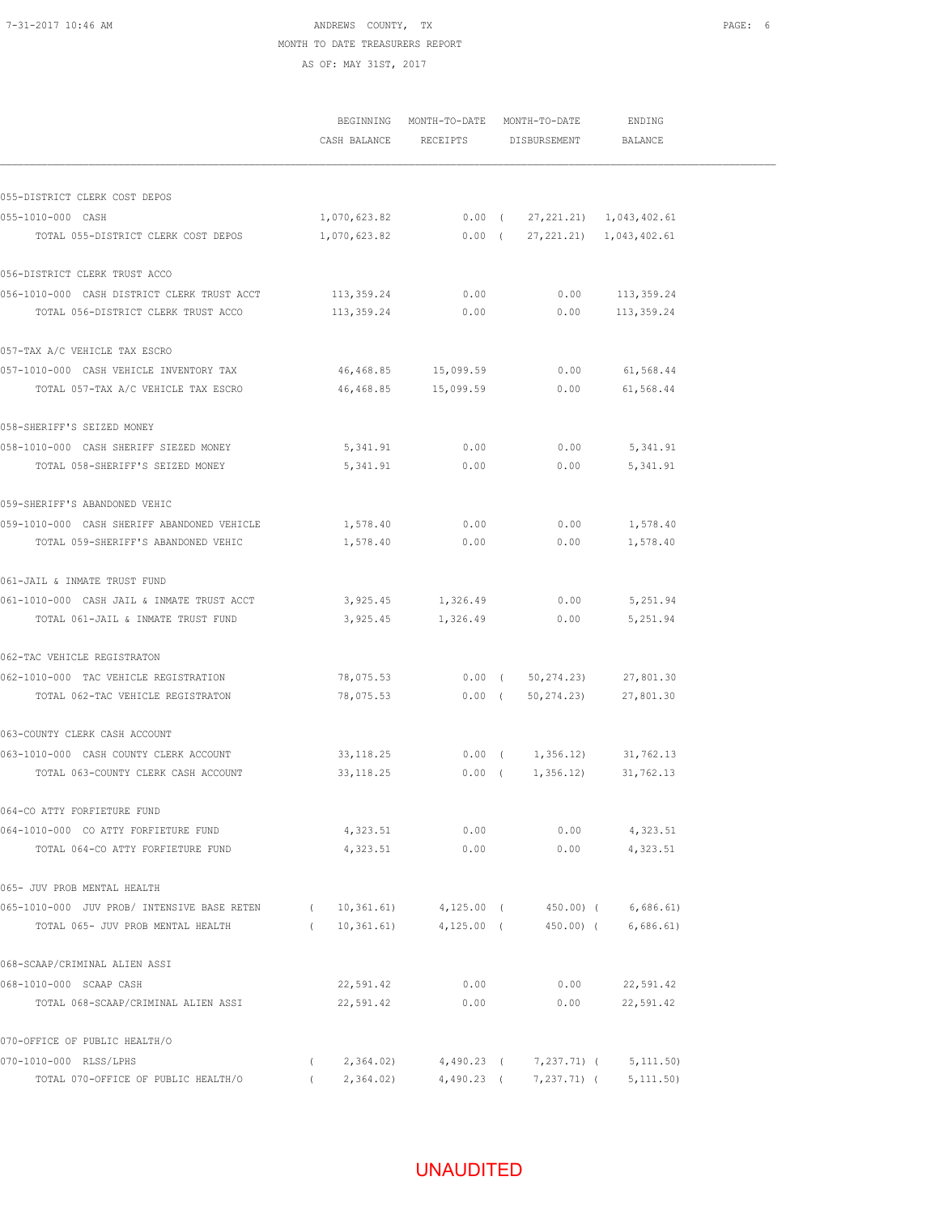ANDREWS COUNTY, TX
MONTH TO DATE TREASURERS REPORT
AS OF: MAY 31ST, 2017

| | BEGINNING CASH BALANCE | MONTH-TO-DATE RECEIPTS | MONTH-TO-DATE DISBURSEMENT | ENDING BALANCE |
|---|---|---|---|---|
| **055-DISTRICT CLERK COST DEPOS** | | | | |
| 055-1010-000 CASH | 1,070,623.82 | 0.00 | ( 27,221.21) | 1,043,402.61 |
| TOTAL 055-DISTRICT CLERK COST DEPOS | 1,070,623.82 | 0.00 | ( 27,221.21) | 1,043,402.61 |
| **056-DISTRICT CLERK TRUST ACCO** | | | | |
| 056-1010-000 CASH DISTRICT CLERK TRUST ACCT | 113,359.24 | 0.00 | 0.00 | 113,359.24 |
| TOTAL 056-DISTRICT CLERK TRUST ACCO | 113,359.24 | 0.00 | 0.00 | 113,359.24 |
| **057-TAX A/C VEHICLE TAX ESCRO** | | | | |
| 057-1010-000 CASH VEHICLE INVENTORY TAX | 46,468.85 | 15,099.59 | 0.00 | 61,568.44 |
| TOTAL 057-TAX A/C VEHICLE TAX ESCRO | 46,468.85 | 15,099.59 | 0.00 | 61,568.44 |
| **058-SHERIFF'S SEIZED MONEY** | | | | |
| 058-1010-000 CASH SHERIFF SIEZED MONEY | 5,341.91 | 0.00 | 0.00 | 5,341.91 |
| TOTAL 058-SHERIFF'S SEIZED MONEY | 5,341.91 | 0.00 | 0.00 | 5,341.91 |
| **059-SHERIFF'S ABANDONED VEHIC** | | | | |
| 059-1010-000 CASH SHERIFF ABANDONED VEHICLE | 1,578.40 | 0.00 | 0.00 | 1,578.40 |
| TOTAL 059-SHERIFF'S ABANDONED VEHIC | 1,578.40 | 0.00 | 0.00 | 1,578.40 |
| **061-JAIL & INMATE TRUST FUND** | | | | |
| 061-1010-000 CASH JAIL & INMATE TRUST ACCT | 3,925.45 | 1,326.49 | 0.00 | 5,251.94 |
| TOTAL 061-JAIL & INMATE TRUST FUND | 3,925.45 | 1,326.49 | 0.00 | 5,251.94 |
| **062-TAC VEHICLE REGISTRATON** | | | | |
| 062-1010-000 TAC VEHICLE REGISTRATION | 78,075.53 | 0.00 | ( 50,274.23) | 27,801.30 |
| TOTAL 062-TAC VEHICLE REGISTRATON | 78,075.53 | 0.00 | ( 50,274.23) | 27,801.30 |
| **063-COUNTY CLERK CASH ACCOUNT** | | | | |
| 063-1010-000 CASH COUNTY CLERK ACCOUNT | 33,118.25 | 0.00 | ( 1,356.12) | 31,762.13 |
| TOTAL 063-COUNTY CLERK CASH ACCOUNT | 33,118.25 | 0.00 | ( 1,356.12) | 31,762.13 |
| **064-CO ATTY FORFIETURE FUND** | | | | |
| 064-1010-000 CO ATTY FORFIETURE FUND | 4,323.51 | 0.00 | 0.00 | 4,323.51 |
| TOTAL 064-CO ATTY FORFIETURE FUND | 4,323.51 | 0.00 | 0.00 | 4,323.51 |
| **065- JUV PROB MENTAL HEALTH** | | | | |
| 065-1010-000 JUV PROB/ INTENSIVE BASE RETEN | ( 10,361.61) | 4,125.00 | ( 450.00) | ( 6,686.61) |
| TOTAL 065- JUV PROB MENTAL HEALTH | ( 10,361.61) | 4,125.00 | ( 450.00) | ( 6,686.61) |
| **068-SCAAP/CRIMINAL ALIEN ASSI** | | | | |
| 068-1010-000 SCAAP CASH | 22,591.42 | 0.00 | 0.00 | 22,591.42 |
| TOTAL 068-SCAAP/CRIMINAL ALIEN ASSI | 22,591.42 | 0.00 | 0.00 | 22,591.42 |
| **070-OFFICE OF PUBLIC HEALTH/O** | | | | |
| 070-1010-000 RLSS/LPHS | ( 2,364.02) | 4,490.23 | ( 7,237.71) | ( 5,111.50) |
| TOTAL 070-OFFICE OF PUBLIC HEALTH/O | ( 2,364.02) | 4,490.23 | ( 7,237.71) | ( 5,111.50) |

UNAUDITED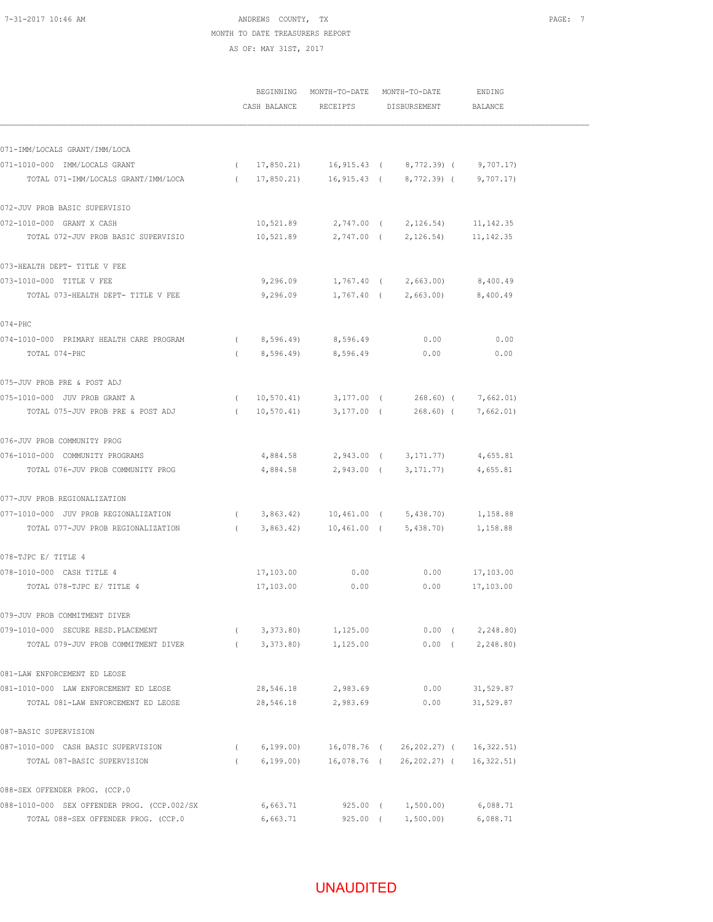ANDREWS COUNTY, TX
MONTH TO DATE TREASURERS REPORT
AS OF: MAY 31ST, 2017

| | BEGINNING CASH BALANCE | MONTH-TO-DATE RECEIPTS | MONTH-TO-DATE DISBURSEMENT | ENDING BALANCE |
|---|---|---|---|---|
| **071-IMM/LOCALS GRANT/IMM/LOCA** | | | | |
| 071-1010-000 IMM/LOCALS GRANT | ( 17,850.21) | 16,915.43 | ( 8,772.39) | ( 9,707.17) |
| TOTAL 071-IMM/LOCALS GRANT/IMM/LOCA | ( 17,850.21) | 16,915.43 | ( 8,772.39) | ( 9,707.17) |
| **072-JUV PROB BASIC SUPERVISIO** | | | | |
| 072-1010-000 GRANT X CASH | 10,521.89 | 2,747.00 | ( 2,126.54) | 11,142.35 |
| TOTAL 072-JUV PROB BASIC SUPERVISIO | 10,521.89 | 2,747.00 | ( 2,126.54) | 11,142.35 |
| **073-HEALTH DEPT- TITLE V FEE** | | | | |
| 073-1010-000 TITLE V FEE | 9,296.09 | 1,767.40 | ( 2,663.00) | 8,400.49 |
| TOTAL 073-HEALTH DEPT- TITLE V FEE | 9,296.09 | 1,767.40 | ( 2,663.00) | 8,400.49 |
| **074-PHC** | | | | |
| 074-1010-000 PRIMARY HEALTH CARE PROGRAM | ( 8,596.49) | 8,596.49 | 0.00 | 0.00 |
| TOTAL 074-PHC | ( 8,596.49) | 8,596.49 | 0.00 | 0.00 |
| **075-JUV PROB PRE & POST ADJ** | | | | |
| 075-1010-000 JUV PROB GRANT A | ( 10,570.41) | 3,177.00 | ( 268.60) | ( 7,662.01) |
| TOTAL 075-JUV PROB PRE & POST ADJ | ( 10,570.41) | 3,177.00 | ( 268.60) | ( 7,662.01) |
| **076-JUV PROB COMMUNITY PROG** | | | | |
| 076-1010-000 COMMUNITY PROGRAMS | 4,884.58 | 2,943.00 | ( 3,171.77) | 4,655.81 |
| TOTAL 076-JUV PROB COMMUNITY PROG | 4,884.58 | 2,943.00 | ( 3,171.77) | 4,655.81 |
| **077-JUV PROB REGIONALIZATION** | | | | |
| 077-1010-000 JUV PROB REGIONALIZATION | ( 3,863.42) | 10,461.00 | ( 5,438.70) | 1,158.88 |
| TOTAL 077-JUV PROB REGIONALIZATION | ( 3,863.42) | 10,461.00 | ( 5,438.70) | 1,158.88 |
| **078-TJPC E/ TITLE 4** | | | | |
| 078-1010-000 CASH TITLE 4 | 17,103.00 | 0.00 | 0.00 | 17,103.00 |
| TOTAL 078-TJPC E/ TITLE 4 | 17,103.00 | 0.00 | 0.00 | 17,103.00 |
| **079-JUV PROB COMMITMENT DIVER** | | | | |
| 079-1010-000 SECURE RESD.PLACEMENT | ( 3,373.80) | 1,125.00 | 0.00 | ( 2,248.80) |
| TOTAL 079-JUV PROB COMMITMENT DIVER | ( 3,373.80) | 1,125.00 | 0.00 | ( 2,248.80) |
| **081-LAW ENFORCEMENT ED LEOSE** | | | | |
| 081-1010-000 LAW ENFORCEMENT ED LEOSE | 28,546.18 | 2,983.69 | 0.00 | 31,529.87 |
| TOTAL 081-LAW ENFORCEMENT ED LEOSE | 28,546.18 | 2,983.69 | 0.00 | 31,529.87 |
| **087-BASIC SUPERVISION** | | | | |
| 087-1010-000 CASH BASIC SUPERVISION | ( 6,199.00) | 16,078.76 | ( 26,202.27) | ( 16,322.51) |
| TOTAL 087-BASIC SUPERVISION | ( 6,199.00) | 16,078.76 | ( 26,202.27) | ( 16,322.51) |
| **088-SEX OFFENDER PROG. (CCP.0** | | | | |
| 088-1010-000 SEX OFFENDER PROG. (CCP.002/SX | 6,663.71 | 925.00 | ( 1,500.00) | 6,088.71 |
| TOTAL 088-SEX OFFENDER PROG. (CCP.0 | 6,663.71 | 925.00 | ( 1,500.00) | 6,088.71 |

UNAUDITED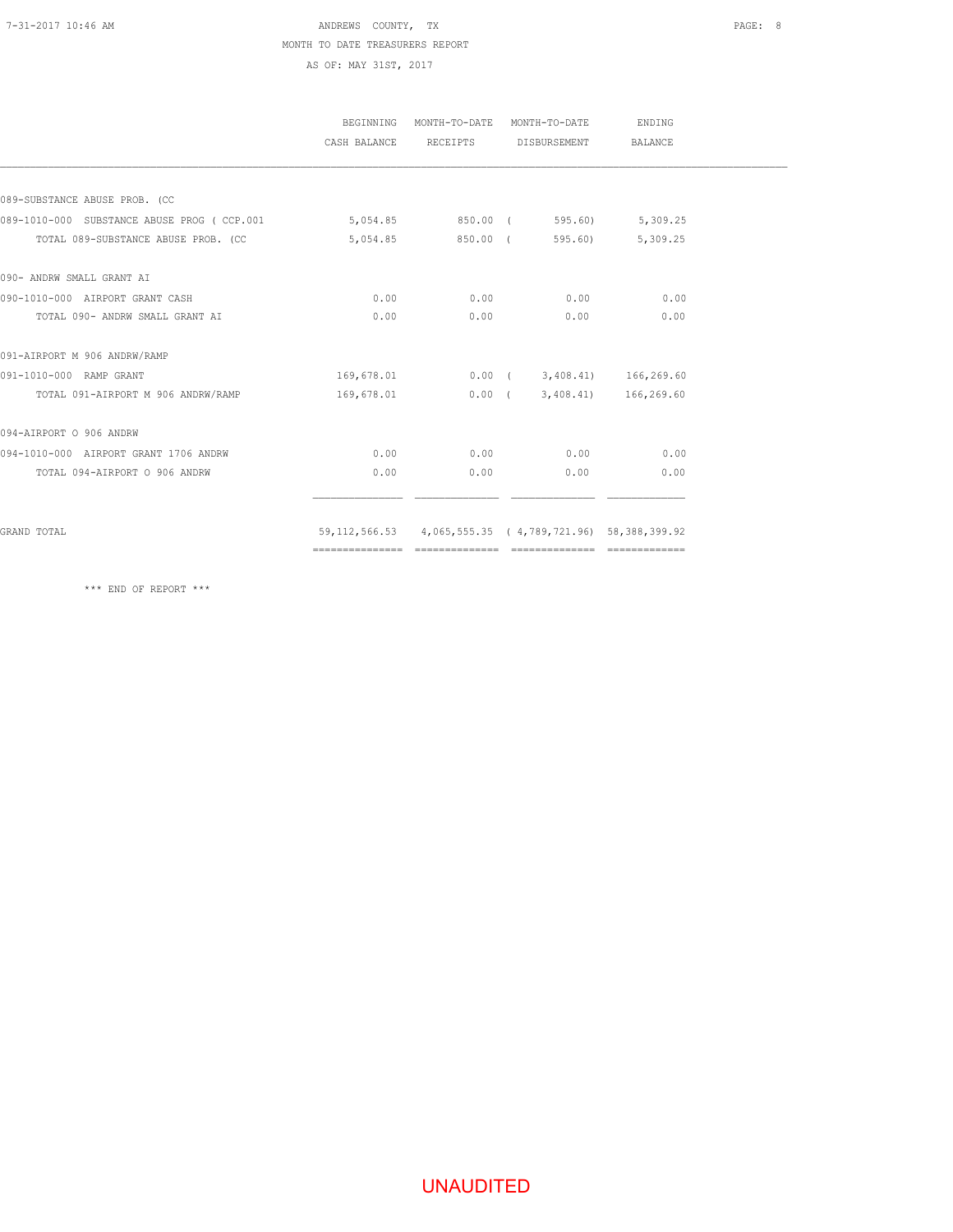ANDREWS COUNTY, TX

MONTH TO DATE TREASURERS REPORT

AS OF: MAY 31ST, 2017

| | BEGINNING CASH BALANCE | MONTH-TO-DATE RECEIPTS | MONTH-TO-DATE DISBURSEMENT | ENDING BALANCE |
|---|---|---|---|---|
| 089-SUBSTANCE ABUSE PROB. (CC | | | | |
| 089-1010-000 SUBSTANCE ABUSE PROG ( CCP.001 | 5,054.85 | 850.00 | ( 595.60) | 5,309.25 |
| TOTAL 089-SUBSTANCE ABUSE PROB. (CC | 5,054.85 | 850.00 | ( 595.60) | 5,309.25 |
| 090- ANDRW SMALL GRANT AI | | | | |
| 090-1010-000 AIRPORT GRANT CASH | 0.00 | 0.00 | 0.00 | 0.00 |
| TOTAL 090- ANDRW SMALL GRANT AI | 0.00 | 0.00 | 0.00 | 0.00 |
| 091-AIRPORT M 906 ANDRW/RAMP | | | | |
| 091-1010-000 RAMP GRANT | 169,678.01 | 0.00 | ( 3,408.41) | 166,269.60 |
| TOTAL 091-AIRPORT M 906 ANDRW/RAMP | 169,678.01 | 0.00 | ( 3,408.41) | 166,269.60 |
| 094-AIRPORT O 906 ANDRW | | | | |
| 094-1010-000 AIRPORT GRANT 1706 ANDRW | 0.00 | 0.00 | 0.00 | 0.00 |
| TOTAL 094-AIRPORT O 906 ANDRW | 0.00 | 0.00 | 0.00 | 0.00 |
| GRAND TOTAL | 59,112,566.53 | 4,065,555.35 | ( 4,789,721.96) | 58,388,399.92 |

\*\*\* END OF REPORT \*\*\*

UNAUDITED